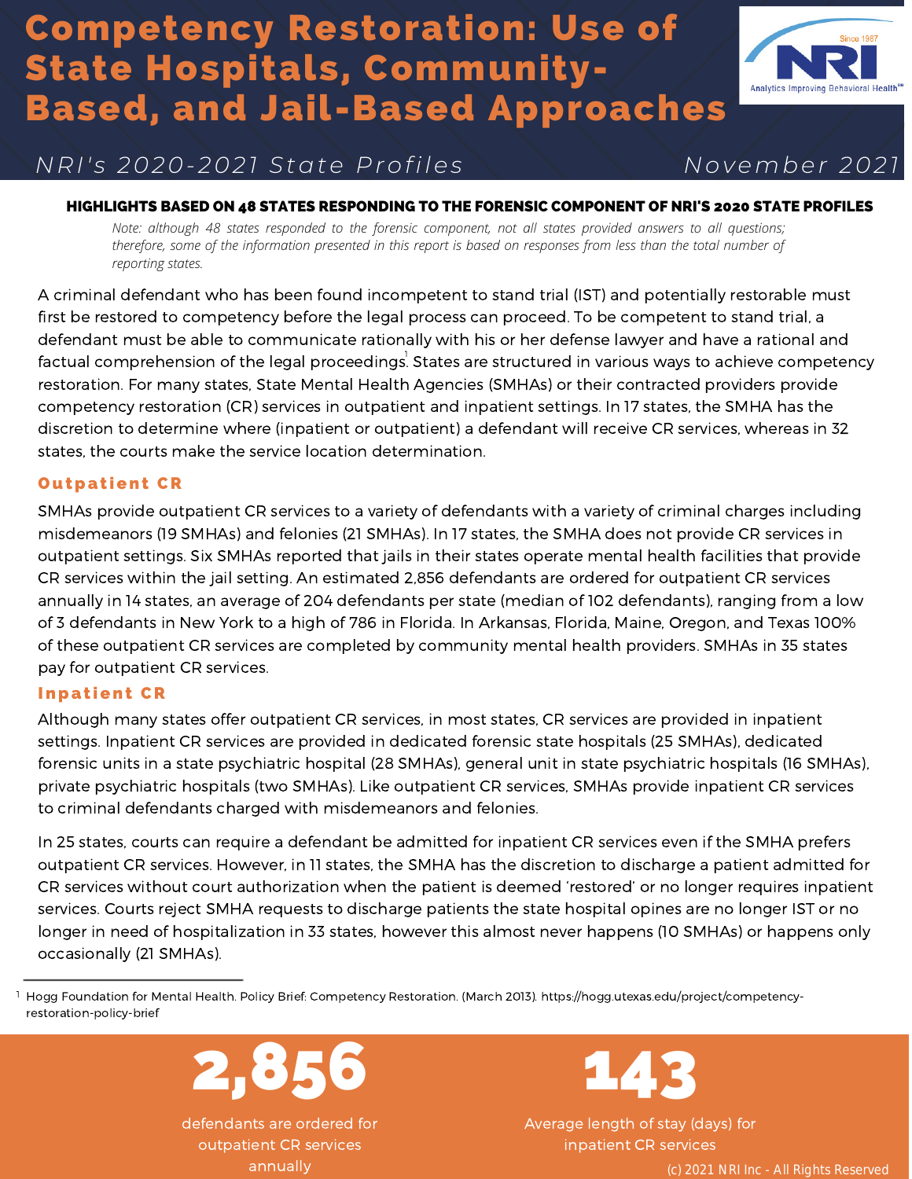# Competency Restoration: Use of State Hospitals, Community-Based, and Jail-Based Approaches

NRI Since 1987 — Analytics Improving Behavioral Health℠

*NRI's 2020-2021 State Profiles* — *November 2021*

**HIGHLIGHTS BASED ON 48 STATES RESPONDING TO THE FORENSIC COMPONENT OF NRI'S 2020 STATE PROFILES**

*Note: although 48 states responded to the forensic component, not all states provided answers to all questions; therefore, some of the information presented in this report is based on responses from less than the total number of reporting states.*

A criminal defendant who has been found incompetent to stand trial (IST) and potentially restorable must first be restored to competency before the legal process can proceed. To be competent to stand trial, a defendant must be able to communicate rationally with his or her defense lawyer and have a rational and factual comprehension of the legal proceedings.[1] States are structured in various ways to achieve competency restoration. For many states, State Mental Health Agencies (SMHAs) or their contracted providers provide competency restoration (CR) services in outpatient and inpatient settings. In 17 states, the SMHA has the discretion to determine where (inpatient or outpatient) a defendant will receive CR services, whereas in 32 states, the courts make the service location determination.

## Outpatient CR

SMHAs provide outpatient CR services to a variety of defendants with a variety of criminal charges including misdemeanors (19 SMHAs) and felonies (21 SMHAs). In 17 states, the SMHA does not provide CR services in outpatient settings. Six SMHAs reported that jails in their states operate mental health facilities that provide CR services within the jail setting. An estimated 2,856 defendants are ordered for outpatient CR services annually in 14 states, an average of 204 defendants per state (median of 102 defendants), ranging from a low of 3 defendants in New York to a high of 786 in Florida. In Arkansas, Florida, Maine, Oregon, and Texas 100% of these outpatient CR services are completed by community mental health providers. SMHAs in 35 states pay for outpatient CR services.

## Inpatient CR

Although many states offer outpatient CR services, in most states, CR services are provided in inpatient settings. Inpatient CR services are provided in dedicated forensic state hospitals (25 SMHAs), dedicated forensic units in a state psychiatric hospital (28 SMHAs), general unit in state psychiatric hospitals (16 SMHAs), private psychiatric hospitals (two SMHAs). Like outpatient CR services, SMHAs provide inpatient CR services to criminal defendants charged with misdemeanors and felonies.

In 25 states, courts can require a defendant be admitted for inpatient CR services even if the SMHA prefers outpatient CR services. However, in 11 states, the SMHA has the discretion to discharge a patient admitted for CR services without court authorization when the patient is deemed 'restored' or no longer requires inpatient services. Courts reject SMHA requests to discharge patients the state hospital opines are no longer IST or no longer in need of hospitalization in 33 states, however this almost never happens (10 SMHAs) or happens only occasionally (21 SMHAs).

[1] Hogg Foundation for Mental Health. Policy Brief: Competency Restoration. (March 2013). https://hogg.utexas.edu/project/competency-restoration-policy-brief

**2,856**

defendants are ordered for outpatient CR services annually

**143**

Average length of stay (days) for inpatient CR services

(c) 2021 NRI Inc - All Rights Reserved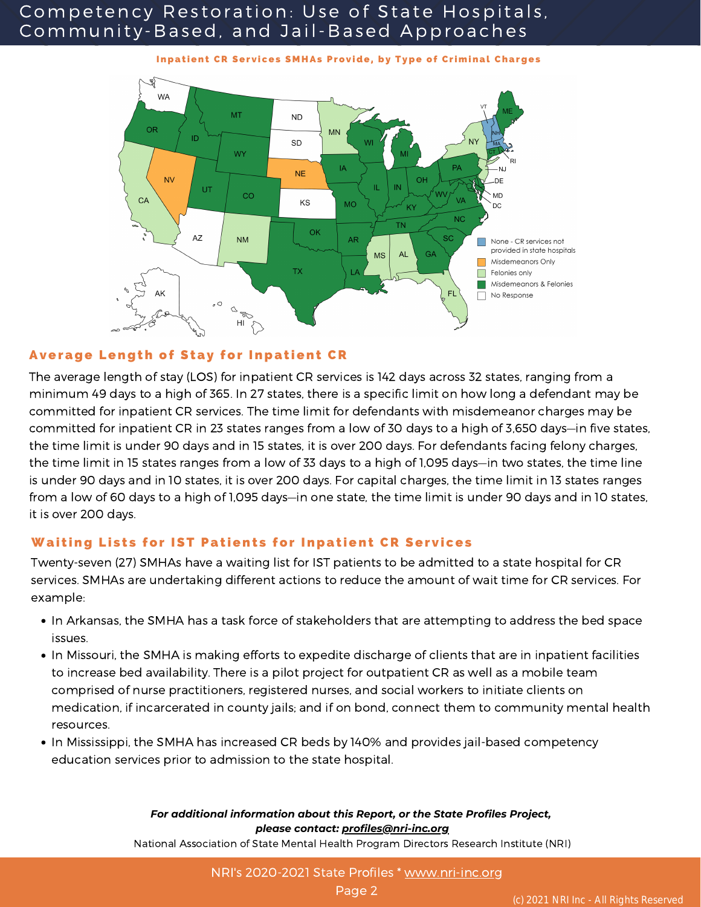# Competency Restoration: Use of State Hospitals, Community-Based, and Jail-Based Approaches

**Inpatient CR Services SMHAs Provide, by Type of Criminal Charges**

None - CR services not provided in state hospitals
Misdemeanors Only
Felonies only
Misdemeanors & Felonies
No Response

## Average Length of Stay for Inpatient CR

The average length of stay (LOS) for inpatient CR services is 142 days across 32 states, ranging from a minimum 49 days to a high of 365. In 27 states, there is a specific limit on how long a defendant may be committed for inpatient CR services. The time limit for defendants with misdemeanor charges may be committed for inpatient CR in 23 states ranges from a low of 30 days to a high of 3,650 days—in five states, the time limit is under 90 days and in 15 states, it is over 200 days. For defendants facing felony charges, the time limit in 15 states ranges from a low of 33 days to a high of 1,095 days—in two states, the time line is under 90 days and in 10 states, it is over 200 days. For capital charges, the time limit in 13 states ranges from a low of 60 days to a high of 1,095 days—in one state, the time limit is under 90 days and in 10 states, it is over 200 days.

## Waiting Lists for IST Patients for Inpatient CR Services

Twenty-seven (27) SMHAs have a waiting list for IST patients to be admitted to a state hospital for CR services. SMHAs are undertaking different actions to reduce the amount of wait time for CR services. For example:

- In Arkansas, the SMHA has a task force of stakeholders that are attempting to address the bed space issues.
- In Missouri, the SMHA is making efforts to expedite discharge of clients that are in inpatient facilities to increase bed availability. There is a pilot project for outpatient CR as well as a mobile team comprised of nurse practitioners, registered nurses, and social workers to initiate clients on medication, if incarcerated in county jails; and if on bond, connect them to community mental health resources.
- In Mississippi, the SMHA has increased CR beds by 140% and provides jail-based competency education services prior to admission to the state hospital.

***For additional information about this Report, or the State Profiles Project, please contact: profiles@nri-inc.org***

National Association of State Mental Health Program Directors Research Institute (NRI)

NRI's 2020-2021 State Profiles * www.nri-inc.org

(c) 2021 NRI Inc - All Rights Reserved